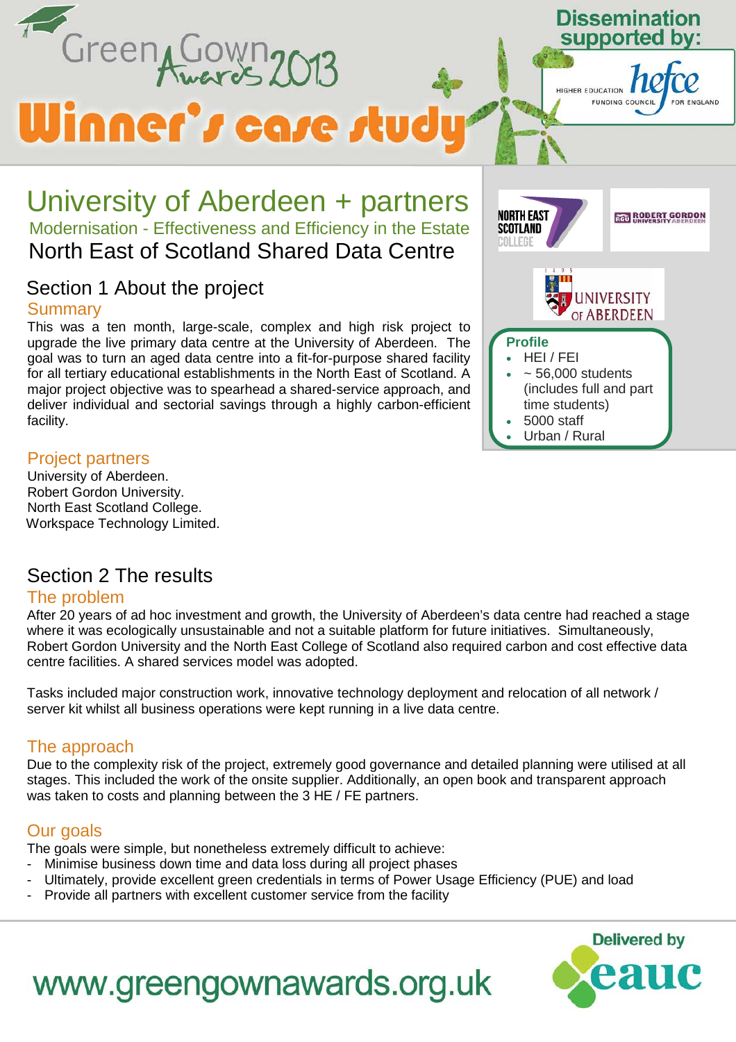Green Gown Awards 2013

# Winner's case study

Dissemination supported by: Higher Education Funding Council for England (hefce)

# University of Aberdeen + partners

Modernisation - Effectiveness and Efficiency in the Estate

## North East of Scotland Shared Data Centre

**Profile**

- HEI / FEI
- ~ 56,000 students (includes full and part time students)
- 5000 staff
- Urban / Rural

## Section 1 About the project

### Summary

This was a ten month, large-scale, complex and high risk project to upgrade the live primary data centre at the University of Aberdeen. The goal was to turn an aged data centre into a fit-for-purpose shared facility for all tertiary educational establishments in the North East of Scotland. A major project objective was to spearhead a shared-service approach, and deliver individual and sectorial savings through a highly carbon-efficient facility.

### Project partners

University of Aberdeen.
Robert Gordon University.
North East Scotland College.
Workspace Technology Limited.

## Section 2 The results

### The problem

After 20 years of ad hoc investment and growth, the University of Aberdeen's data centre had reached a stage where it was ecologically unsustainable and not a suitable platform for future initiatives. Simultaneously, Robert Gordon University and the North East College of Scotland also required carbon and cost effective data centre facilities. A shared services model was adopted.

Tasks included major construction work, innovative technology deployment and relocation of all network / server kit whilst all business operations were kept running in a live data centre.

### The approach

Due to the complexity risk of the project, extremely good governance and detailed planning were utilised at all stages. This included the work of the onsite supplier. Additionally, an open book and transparent approach was taken to costs and planning between the 3 HE / FE partners.

### Our goals

The goals were simple, but nonetheless extremely difficult to achieve:

- Minimise business down time and data loss during all project phases
- Ultimately, provide excellent green credentials in terms of Power Usage Efficiency (PUE) and load
- Provide all partners with excellent customer service from the facility

www.greengownawards.org.uk

Delivered by eauc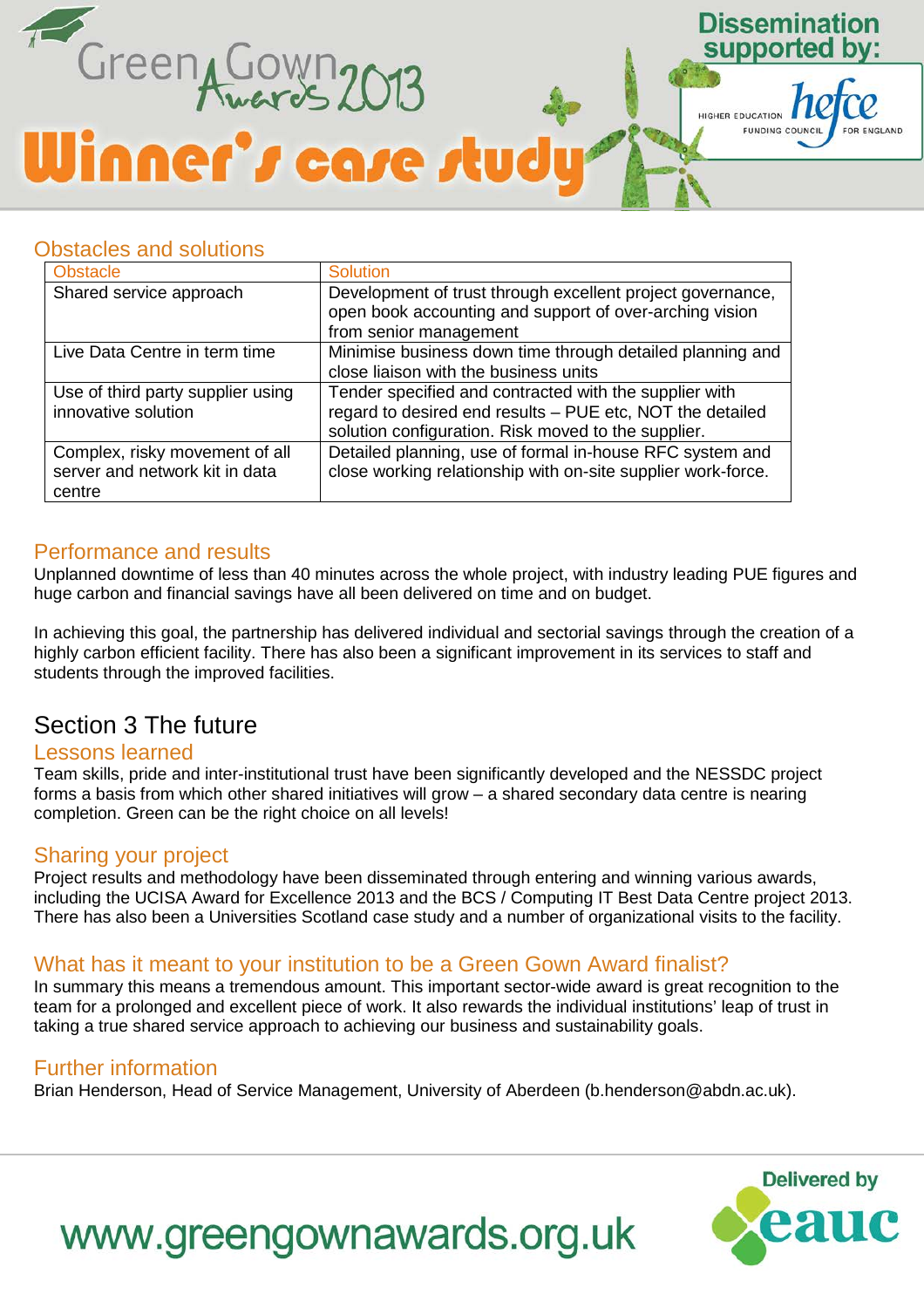## Obstacles and solutions

| Obstacle | Solution |
|---|---|
| Shared service approach | Development of trust through excellent project governance, open book accounting and support of over-arching vision from senior management |
| Live Data Centre in term time | Minimise business down time through detailed planning and close liaison with the business units |
| Use of third party supplier using innovative solution | Tender specified and contracted with the supplier with regard to desired end results – PUE etc, NOT the detailed solution configuration. Risk moved to the supplier. |
| Complex, risky movement of all server and network kit in data centre | Detailed planning, use of formal in-house RFC system and close working relationship with on-site supplier work-force. |

## Performance and results

Unplanned downtime of less than 40 minutes across the whole project, with industry leading PUE figures and huge carbon and financial savings have all been delivered on time and on budget.

In achieving this goal, the partnership has delivered individual and sectorial savings through the creation of a highly carbon efficient facility. There has also been a significant improvement in its services to staff and students through the improved facilities.

# Section 3 The future

## Lessons learned

Team skills, pride and inter-institutional trust have been significantly developed and the NESSDC project forms a basis from which other shared initiatives will grow – a shared secondary data centre is nearing completion. Green can be the right choice on all levels!

## Sharing your project

Project results and methodology have been disseminated through entering and winning various awards, including the UCISA Award for Excellence 2013 and the BCS / Computing IT Best Data Centre project 2013. There has also been a Universities Scotland case study and a number of organizational visits to the facility.

## What has it meant to your institution to be a Green Gown Award finalist?

In summary this means a tremendous amount. This important sector-wide award is great recognition to the team for a prolonged and excellent piece of work. It also rewards the individual institutions' leap of trust in taking a true shared service approach to achieving our business and sustainability goals.

## Further information

Brian Henderson, Head of Service Management, University of Aberdeen (b.henderson@abdn.ac.uk).